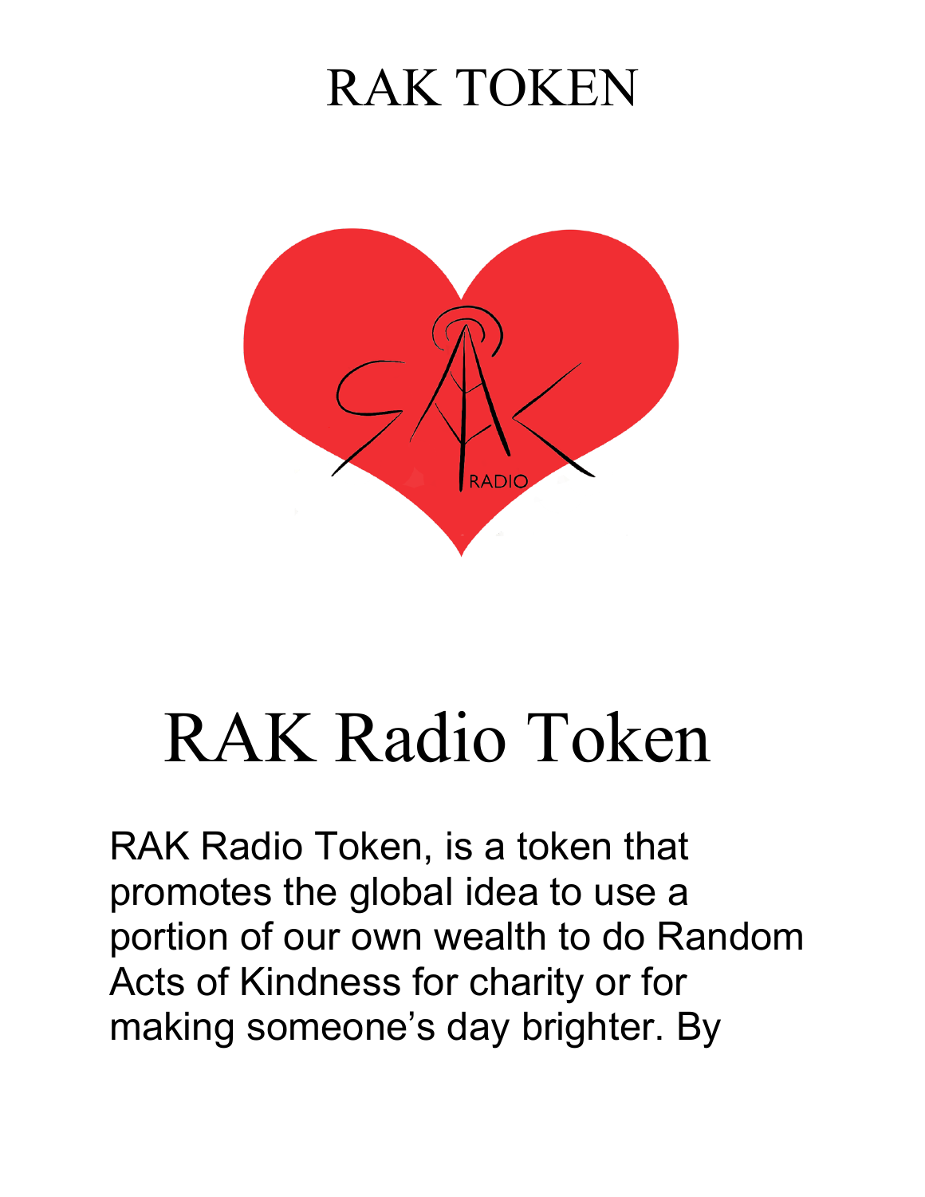# RAK TOKEN

# RAK Radio Token

RAK Radio Token, is a token that promotes the global idea to use a portion of our own wealth to do Random Acts of Kindness for charity or for making someone's day brighter. By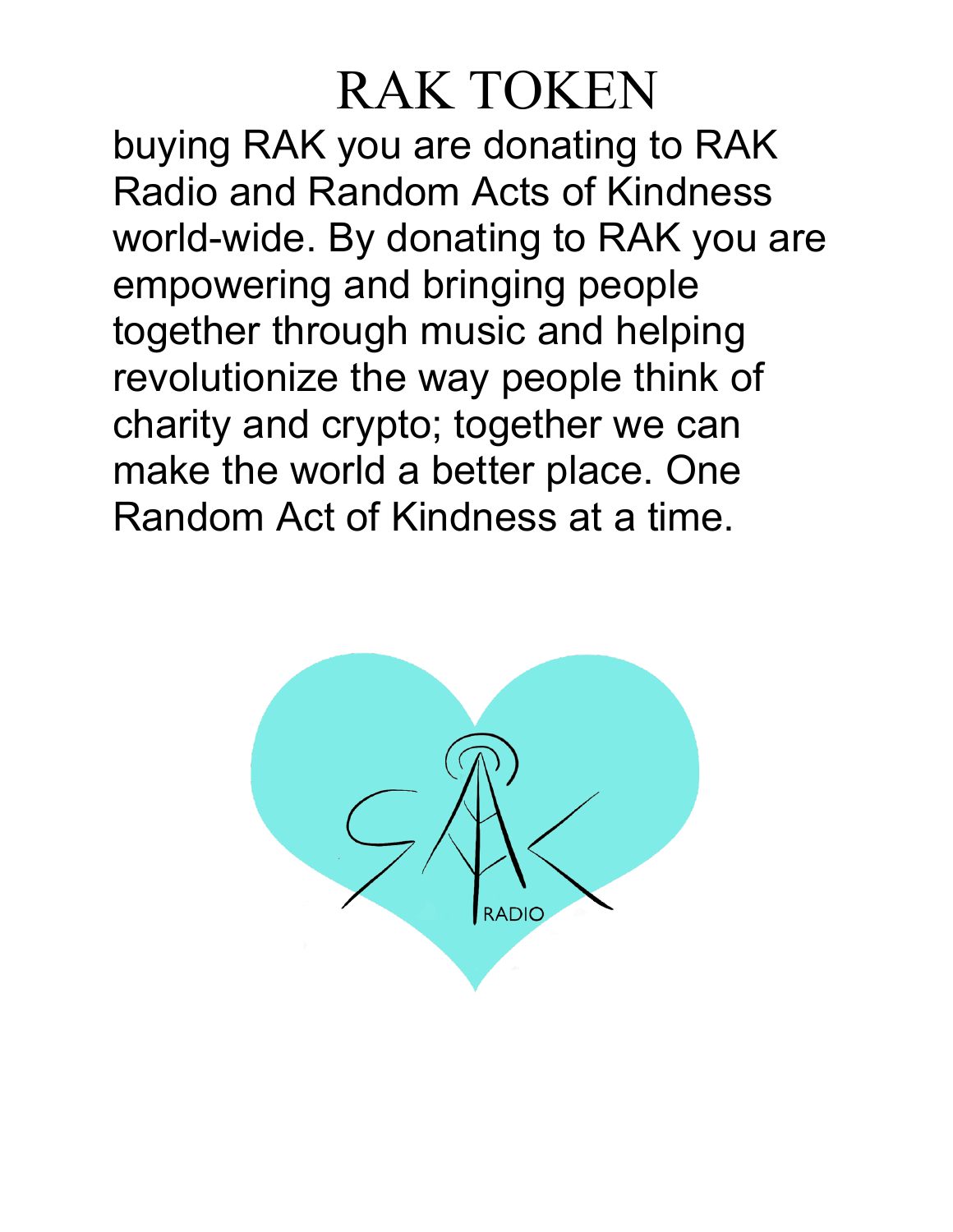# RAK TOKEN

buying RAK you are donating to RAK Radio and Random Acts of Kindness world-wide. By donating to RAK you are empowering and bringing people together through music and helping revolutionize the way people think of charity and crypto; together we can make the world a better place. One Random Act of Kindness at a time.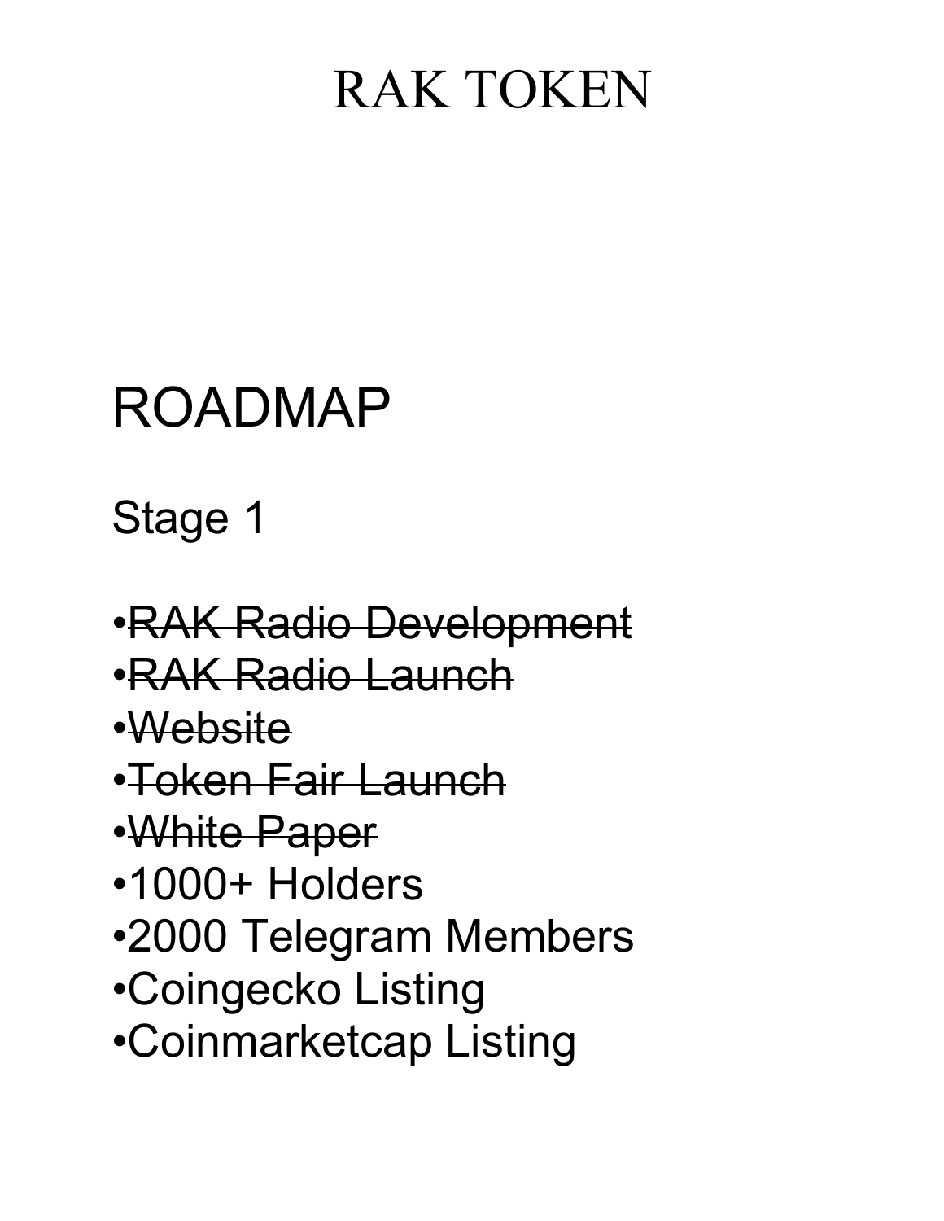# RAK TOKEN

## ROADMAP

### Stage 1

- ~~RAK Radio Development~~
- ~~RAK Radio Launch~~
- ~~Website~~
- ~~Token Fair Launch~~
- ~~White Paper~~
- 1000+ Holders
- 2000 Telegram Members
- Coingecko Listing
- Coinmarketcap Listing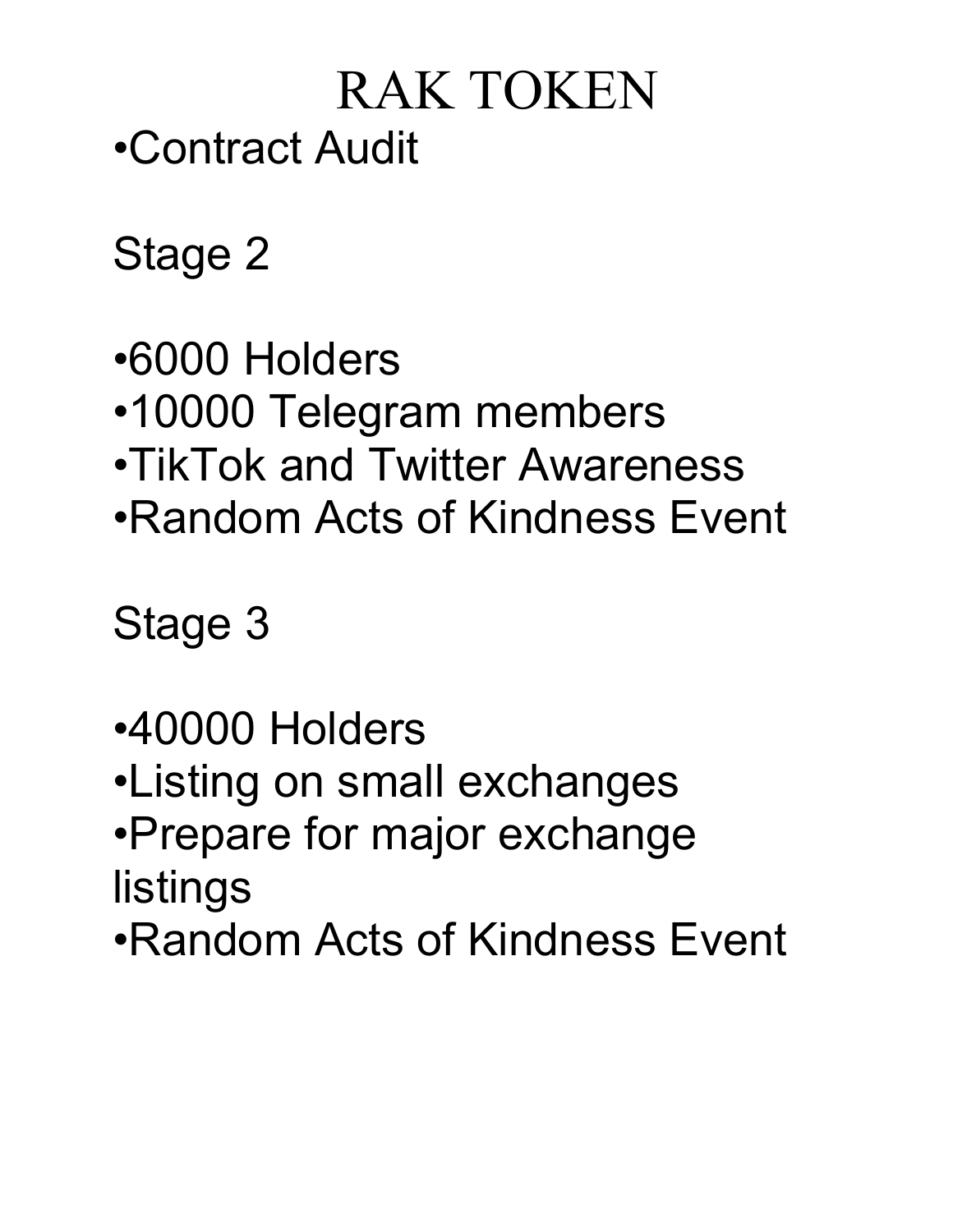# RAK TOKEN

- Contract Audit

Stage 2

- 6000 Holders
- 10000 Telegram members
- TikTok and Twitter Awareness
- Random Acts of Kindness Event

Stage 3

- 40000 Holders
- Listing on small exchanges
- Prepare for major exchange listings
- Random Acts of Kindness Event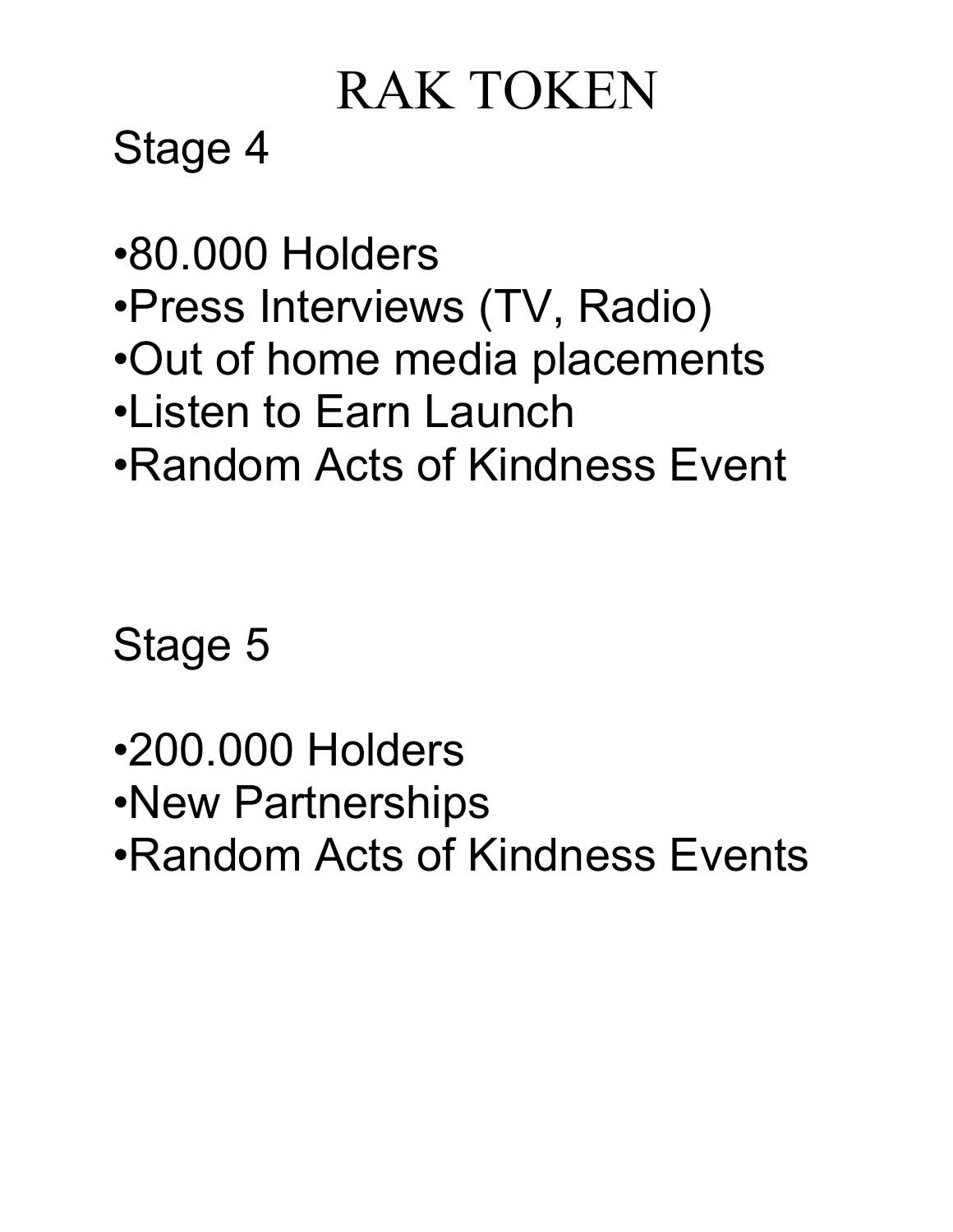# RAK TOKEN

## Stage 4

- 80.000 Holders
- Press Interviews (TV, Radio)
- Out of home media placements
- Listen to Earn Launch
- Random Acts of Kindness Event

## Stage 5

- 200.000 Holders
- New Partnerships
- Random Acts of Kindness Events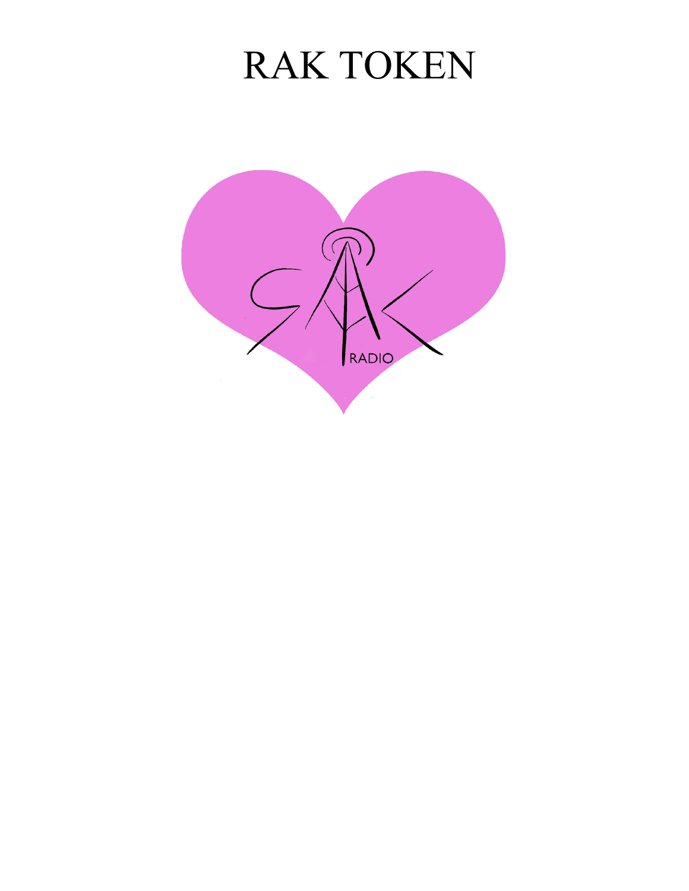# RAK TOKEN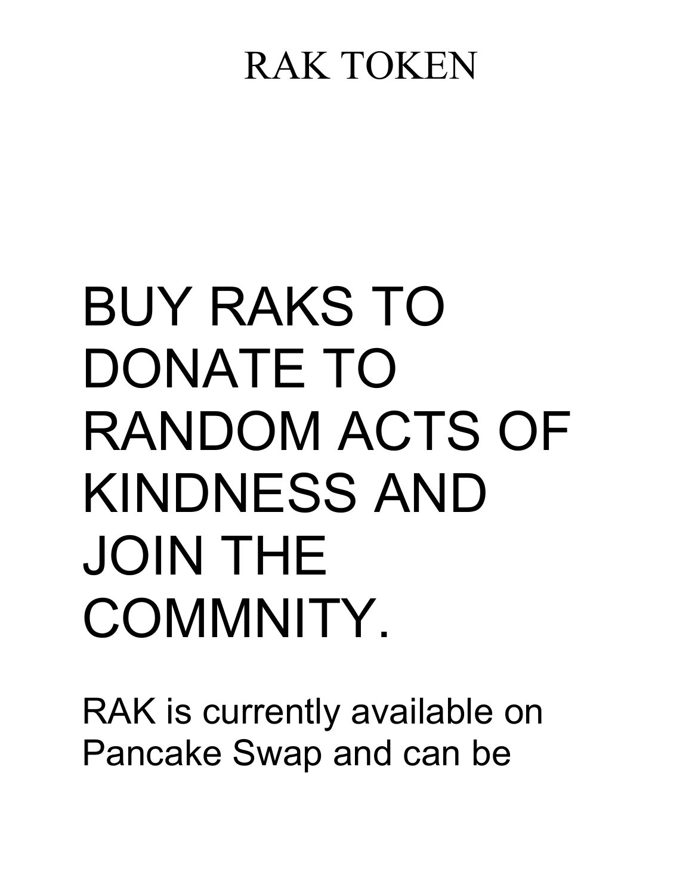# BUY RAKS TO DONATE TO RANDOM ACTS OF KINDNESS AND JOIN THE COMMNITY.

RAK is currently available on Pancake Swap and can be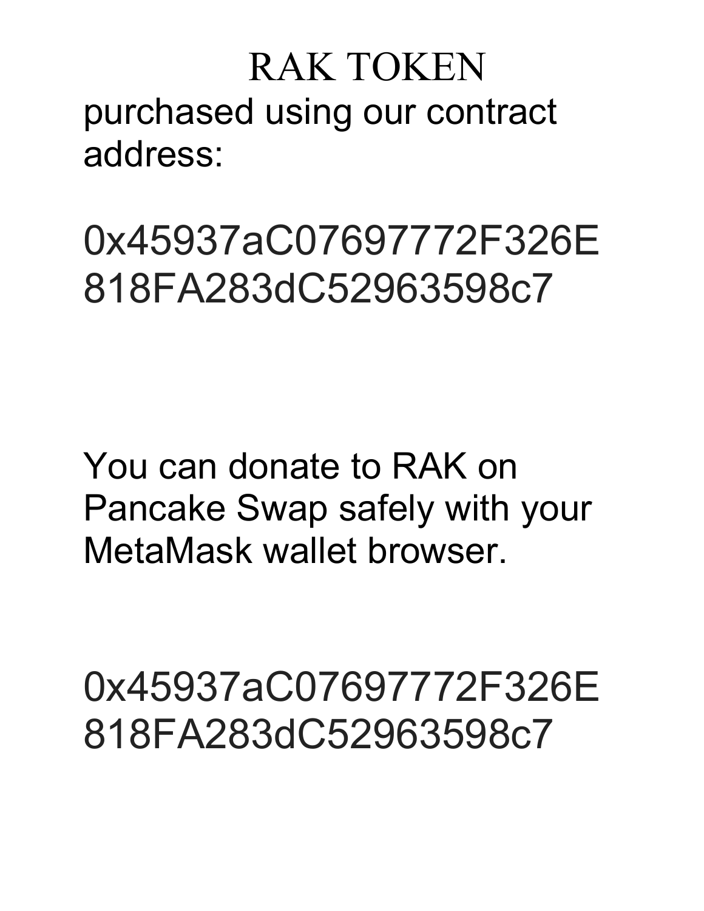# RAK TOKEN

purchased using our contract address:

0x45937aC07697772F326E818FA283dC52963598c7

You can donate to RAK on Pancake Swap safely with your MetaMask wallet browser.

0x45937aC07697772F326E818FA283dC52963598c7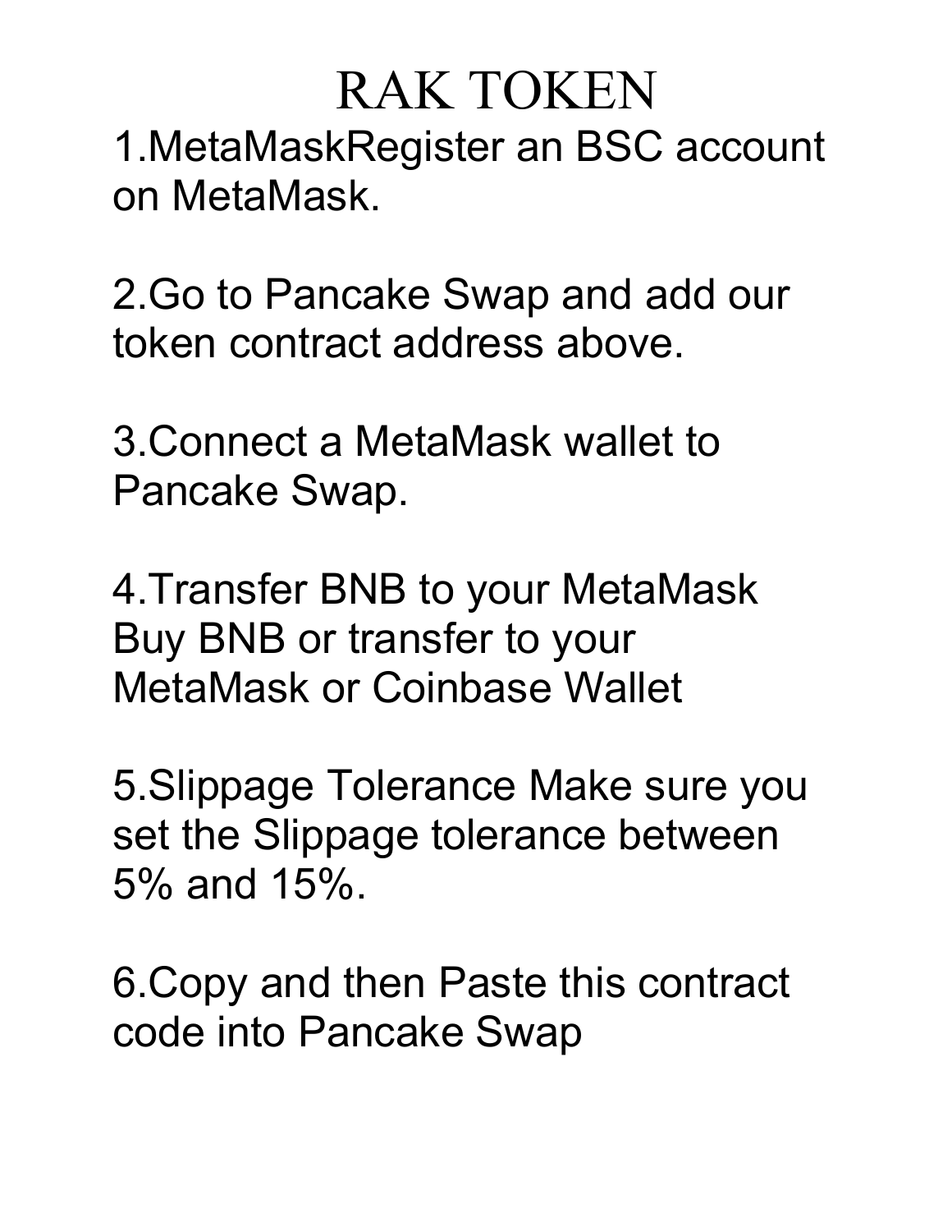# RAK TOKEN

1.MetaMaskRegister an BSC account on MetaMask.

2.Go to Pancake Swap and add our token contract address above.

3.Connect a MetaMask wallet to Pancake Swap.

4.Transfer BNB to your MetaMask Buy BNB or transfer to your MetaMask or Coinbase Wallet

5.Slippage Tolerance Make sure you set the Slippage tolerance between 5% and 15%.

6.Copy and then Paste this contract code into Pancake Swap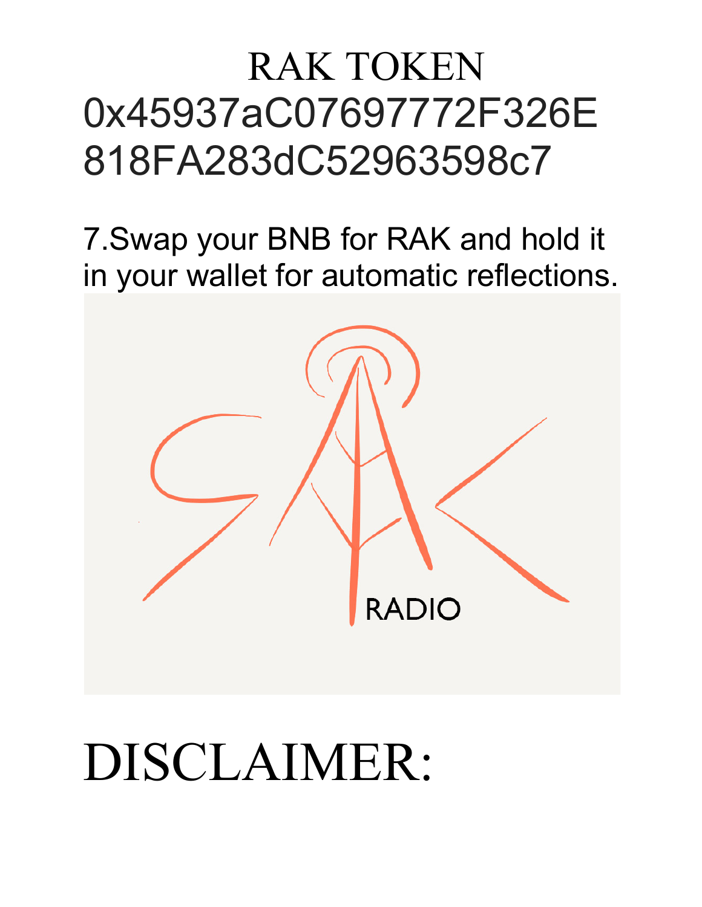# RAK TOKEN

0x45937aC07697772F326E
818FA283dC52963598c7

7.Swap your BNB for RAK and hold it in your wallet for automatic reflections.

# DISCLAIMER: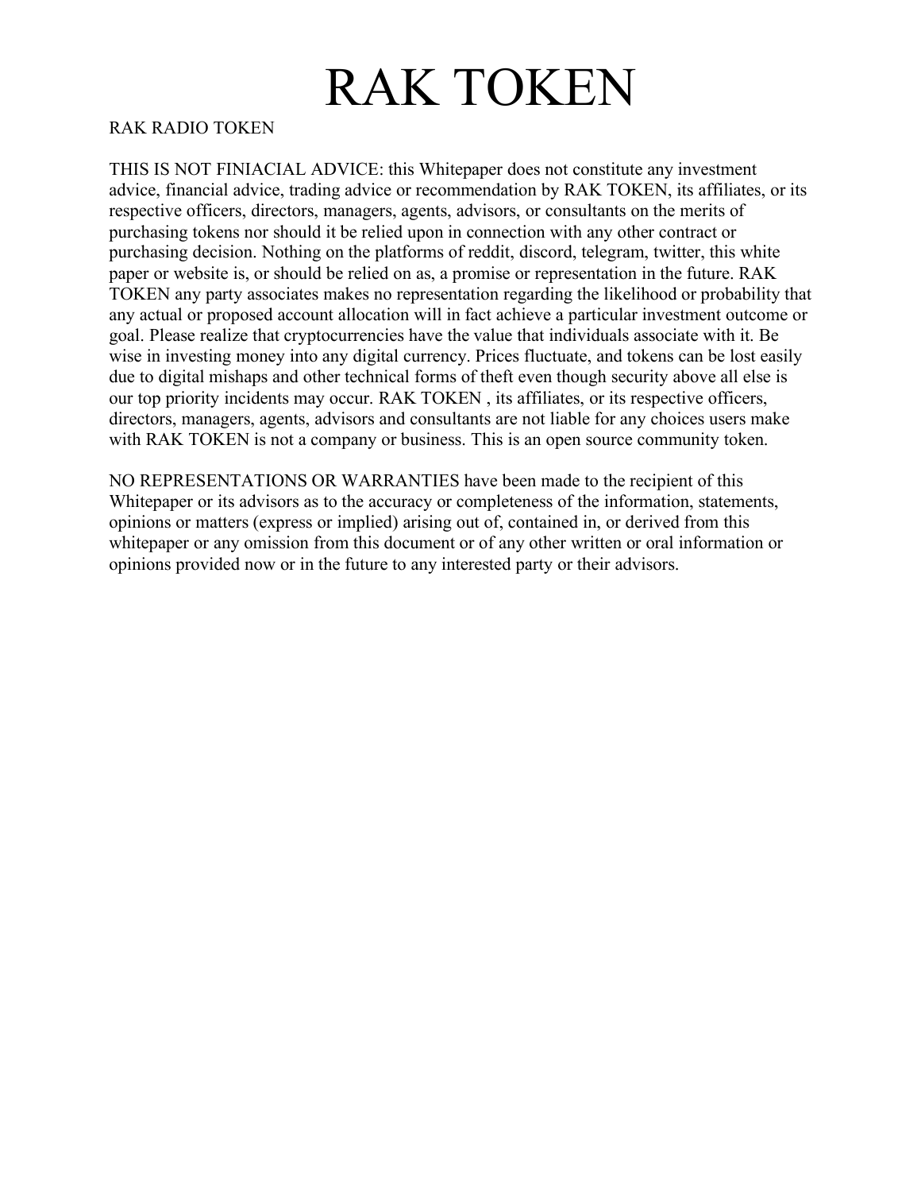# RAK TOKEN

RAK RADIO TOKEN

THIS IS NOT FINIACIAL ADVICE: this Whitepaper does not constitute any investment advice, financial advice, trading advice or recommendation by RAK TOKEN, its affiliates, or its respective officers, directors, managers, agents, advisors, or consultants on the merits of purchasing tokens nor should it be relied upon in connection with any other contract or purchasing decision. Nothing on the platforms of reddit, discord, telegram, twitter, this white paper or website is, or should be relied on as, a promise or representation in the future. RAK TOKEN any party associates makes no representation regarding the likelihood or probability that any actual or proposed account allocation will in fact achieve a particular investment outcome or goal. Please realize that cryptocurrencies have the value that individuals associate with it. Be wise in investing money into any digital currency. Prices fluctuate, and tokens can be lost easily due to digital mishaps and other technical forms of theft even though security above all else is our top priority incidents may occur. RAK TOKEN , its affiliates, or its respective officers, directors, managers, agents, advisors and consultants are not liable for any choices users make with RAK TOKEN is not a company or business. This is an open source community token.

NO REPRESENTATIONS OR WARRANTIES have been made to the recipient of this Whitepaper or its advisors as to the accuracy or completeness of the information, statements, opinions or matters (express or implied) arising out of, contained in, or derived from this whitepaper or any omission from this document or of any other written or oral information or opinions provided now or in the future to any interested party or their advisors.